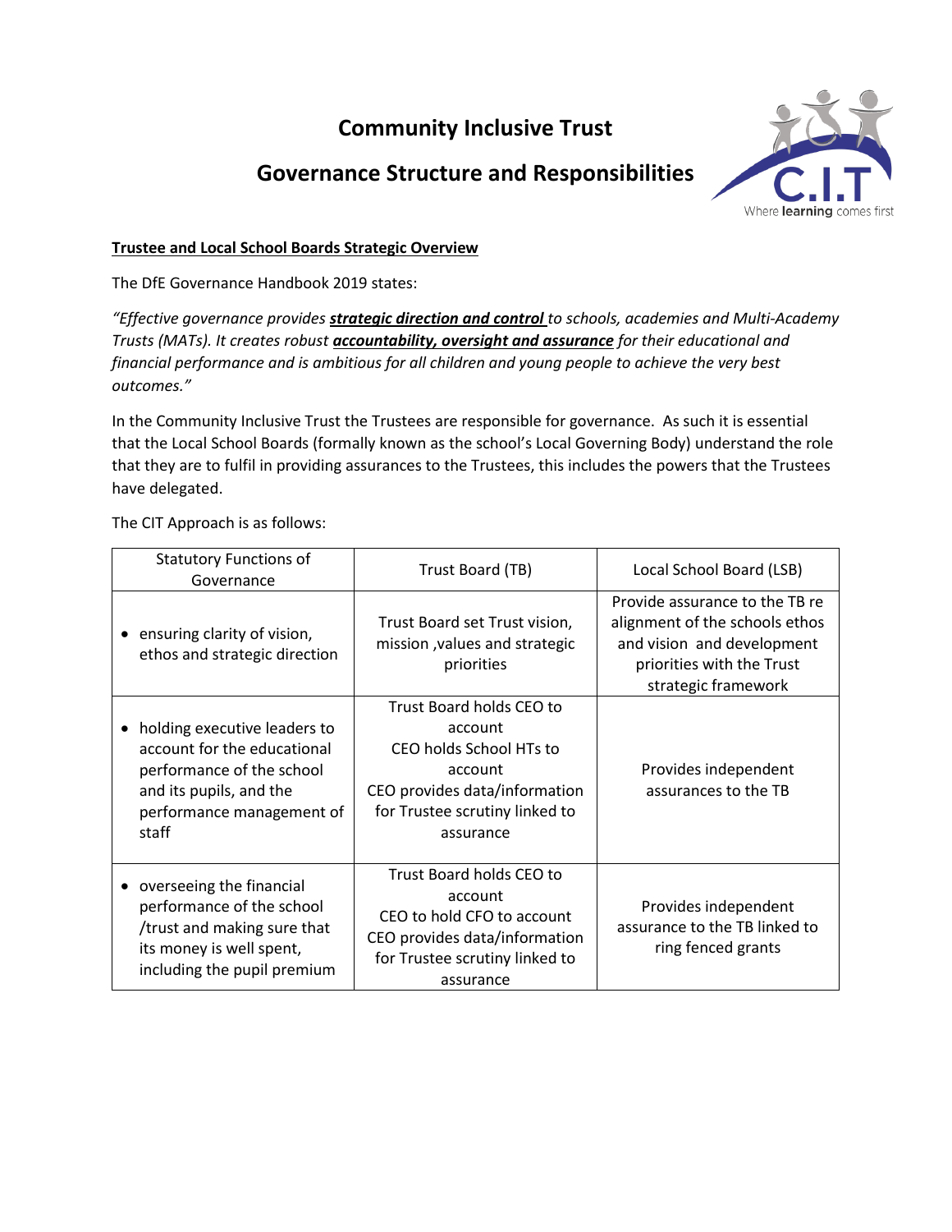# Community Inclusive Trust

## Governance Structure and Responsibilities

**Trustee and Local School Boards Strategic Overview**

The DfE Governance Handbook 2019 states:

*"Effective governance provides **strategic direction and control** to schools, academies and Multi-Academy Trusts (MATs). It creates robust **accountability, oversight and assurance** for their educational and financial performance and is ambitious for all children and young people to achieve the very best outcomes."*

In the Community Inclusive Trust the Trustees are responsible for governance. As such it is essential that the Local School Boards (formally known as the school's Local Governing Body) understand the role that they are to fulfil in providing assurances to the Trustees, this includes the powers that the Trustees have delegated.

The CIT Approach is as follows:

| Statutory Functions of Governance | Trust Board (TB) | Local School Board (LSB) |
|---|---|---|
| • ensuring clarity of vision, ethos and strategic direction | Trust Board set Trust vision, mission ,values and strategic priorities | Provide assurance to the TB re alignment of the schools ethos and vision and development priorities with the Trust strategic framework |
| • holding executive leaders to account for the educational performance of the school and its pupils, and the performance management of staff | Trust Board holds CEO to account<br>CEO holds School HTs to account<br>CEO provides data/information for Trustee scrutiny linked to assurance | Provides independent assurances to the TB |
| • overseeing the financial performance of the school /trust and making sure that its money is well spent, including the pupil premium | Trust Board holds CEO to account<br>CEO to hold CFO to account<br>CEO provides data/information for Trustee scrutiny linked to assurance | Provides independent assurance to the TB linked to ring fenced grants |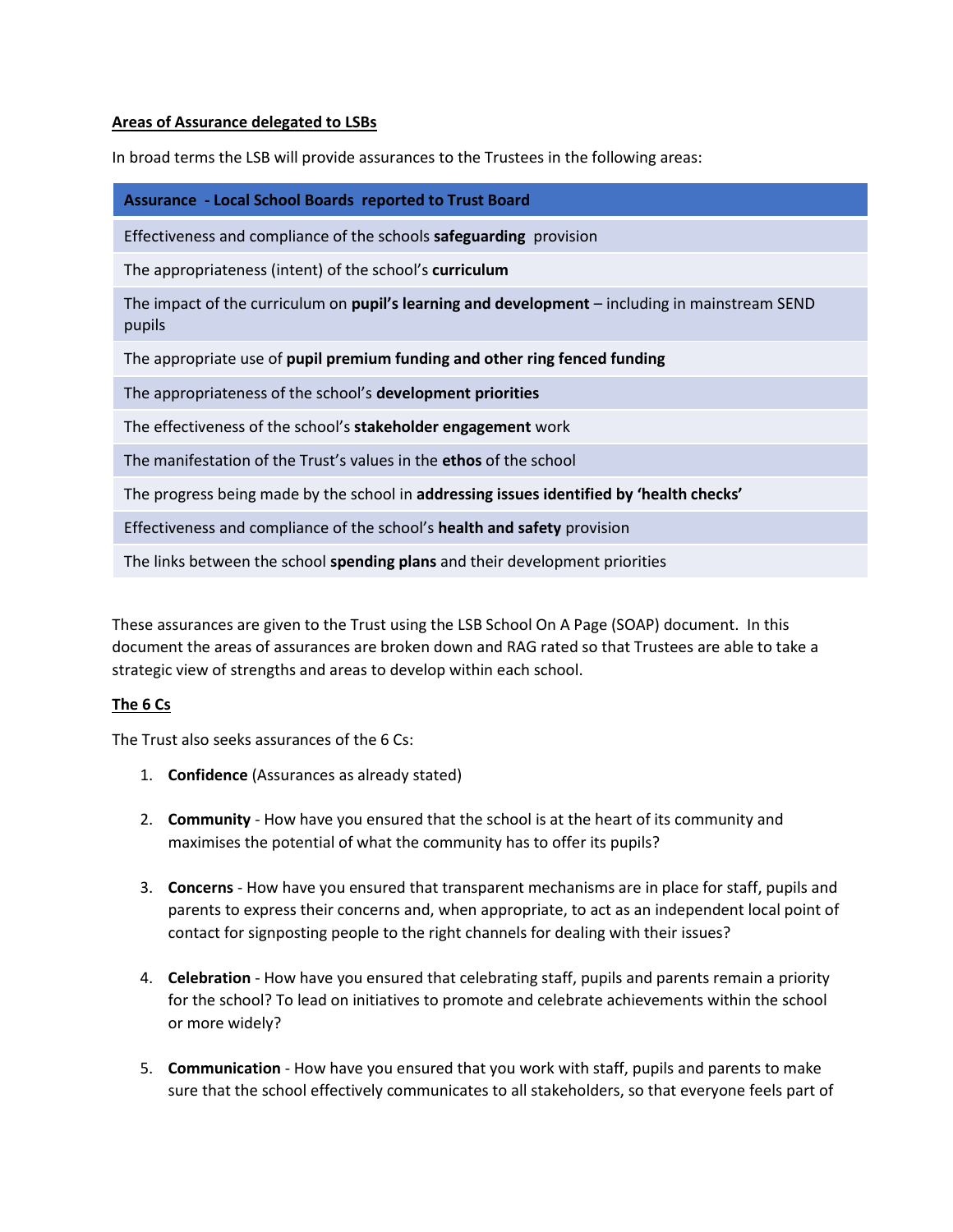**Areas of Assurance delegated to LSBs**

In broad terms the LSB will provide assurances to the Trustees in the following areas:

| Assurance - Local School Boards reported to Trust Board |
| --- |
| Effectiveness and compliance of the schools **safeguarding** provision |
| The appropriateness (intent) of the school's **curriculum** |
| The impact of the curriculum on **pupil's learning and development** – including in mainstream SEND pupils |
| The appropriate use of **pupil premium funding and other ring fenced funding** |
| The appropriateness of the school's **development priorities** |
| The effectiveness of the school's **stakeholder engagement** work |
| The manifestation of the Trust's values in the **ethos** of the school |
| The progress being made by the school in **addressing issues identified by 'health checks'** |
| Effectiveness and compliance of the school's **health and safety** provision |
| The links between the school **spending plans** and their development priorities |

These assurances are given to the Trust using the LSB School On A Page (SOAP) document. In this document the areas of assurances are broken down and RAG rated so that Trustees are able to take a strategic view of strengths and areas to develop within each school.

**The 6 Cs**

The Trust also seeks assurances of the 6 Cs:

1. **Confidence** (Assurances as already stated)
2. **Community** - How have you ensured that the school is at the heart of its community and maximises the potential of what the community has to offer its pupils?
3. **Concerns** - How have you ensured that transparent mechanisms are in place for staff, pupils and parents to express their concerns and, when appropriate, to act as an independent local point of contact for signposting people to the right channels for dealing with their issues?
4. **Celebration** - How have you ensured that celebrating staff, pupils and parents remain a priority for the school? To lead on initiatives to promote and celebrate achievements within the school or more widely?
5. **Communication** - How have you ensured that you work with staff, pupils and parents to make sure that the school effectively communicates to all stakeholders, so that everyone feels part of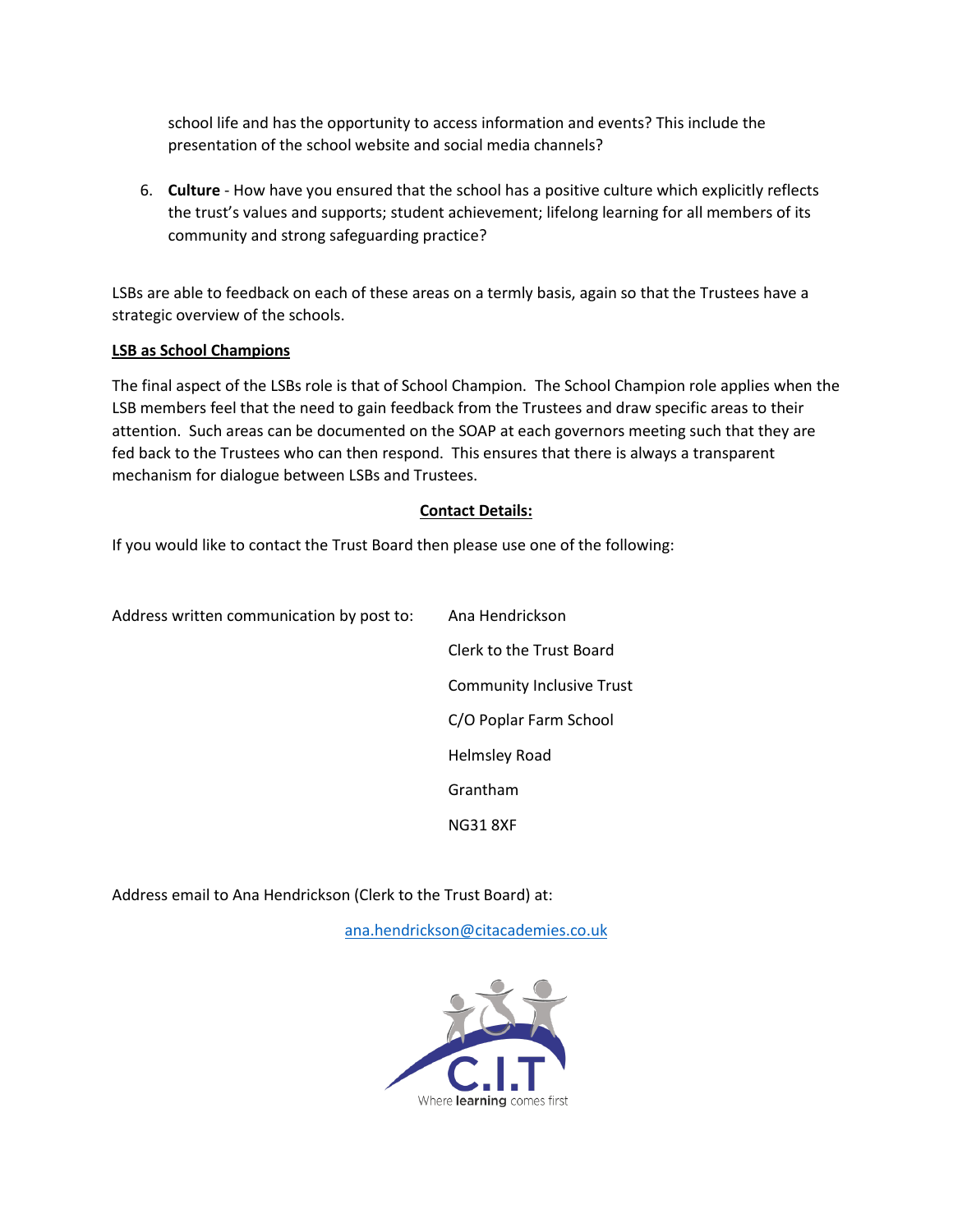school life and has the opportunity to access information and events? This include the presentation of the school website and social media channels?

6. **Culture** - How have you ensured that the school has a positive culture which explicitly reflects the trust's values and supports; student achievement; lifelong learning for all members of its community and strong safeguarding practice?

LSBs are able to feedback on each of these areas on a termly basis, again so that the Trustees have a strategic overview of the schools.

**LSB as School Champions**

The final aspect of the LSBs role is that of School Champion. The School Champion role applies when the LSB members feel that the need to gain feedback from the Trustees and draw specific areas to their attention. Such areas can be documented on the SOAP at each governors meeting such that they are fed back to the Trustees who can then respond. This ensures that there is always a transparent mechanism for dialogue between LSBs and Trustees.

**Contact Details:**

If you would like to contact the Trust Board then please use one of the following:

Address written communication by post to:

Ana Hendrickson
Clerk to the Trust Board
Community Inclusive Trust
C/O Poplar Farm School
Helmsley Road
Grantham
NG31 8XF

Address email to Ana Hendrickson (Clerk to the Trust Board) at:

ana.hendrickson@citacademies.co.uk

C.I.T
Where learning comes first